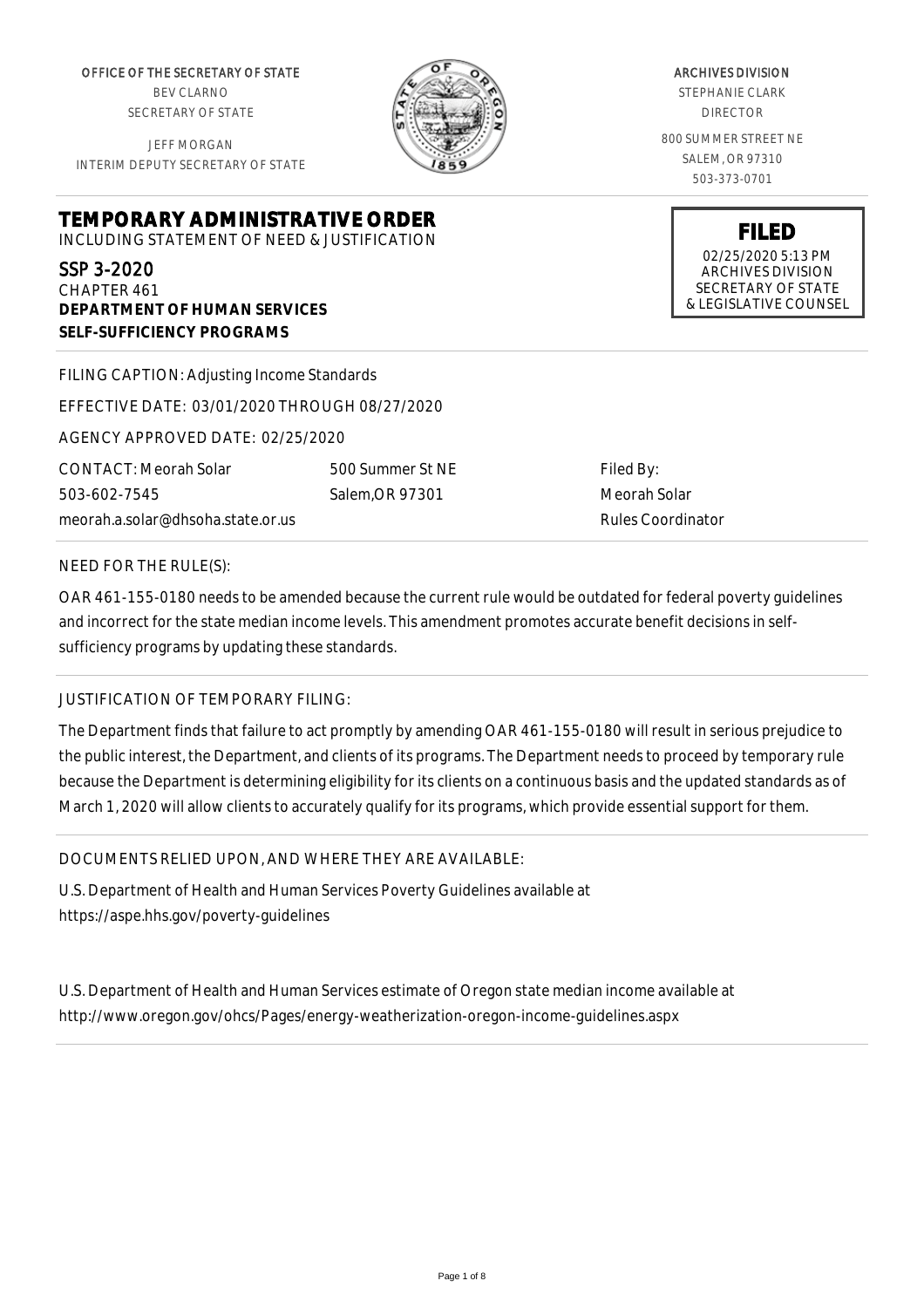OFFICE OF THE SECRETARY OF STATE
BEV CLARNO
SECRETARY OF STATE

JEFF MORGAN
INTERIM DEPUTY SECRETARY OF STATE

ARCHIVES DIVISION
STEPHANIE CLARK
DIRECTOR

800 SUMMER STREET NE
SALEM, OR 97310
503-373-0701

**FILED**
02/25/2020 5:13 PM
ARCHIVES DIVISION
SECRETARY OF STATE
& LEGISLATIVE COUNSEL

# TEMPORARY ADMINISTRATIVE ORDER

INCLUDING STATEMENT OF NEED & JUSTIFICATION

SSP 3-2020
CHAPTER 461
**DEPARTMENT OF HUMAN SERVICES**
**SELF-SUFFICIENCY PROGRAMS**

FILING CAPTION: Adjusting Income Standards

EFFECTIVE DATE: 03/01/2020 THROUGH 08/27/2020

AGENCY APPROVED DATE: 02/25/2020

CONTACT: Meorah Solar
503-602-7545
meorah.a.solar@dhsoha.state.or.us

500 Summer St NE
Salem,OR 97301

Filed By:
Meorah Solar
Rules Coordinator

NEED FOR THE RULE(S):

OAR 461-155-0180 needs to be amended because the current rule would be outdated for federal poverty guidelines and incorrect for the state median income levels. This amendment promotes accurate benefit decisions in self-sufficiency programs by updating these standards.

JUSTIFICATION OF TEMPORARY FILING:

The Department finds that failure to act promptly by amending OAR 461-155-0180 will result in serious prejudice to the public interest, the Department, and clients of its programs. The Department needs to proceed by temporary rule because the Department is determining eligibility for its clients on a continuous basis and the updated standards as of March 1, 2020 will allow clients to accurately qualify for its programs, which provide essential support for them.

DOCUMENTS RELIED UPON, AND WHERE THEY ARE AVAILABLE:

U.S. Department of Health and Human Services Poverty Guidelines available at https://aspe.hhs.gov/poverty-guidelines

U.S. Department of Health and Human Services estimate of Oregon state median income available at http://www.oregon.gov/ohcs/Pages/energy-weatherization-oregon-income-guidelines.aspx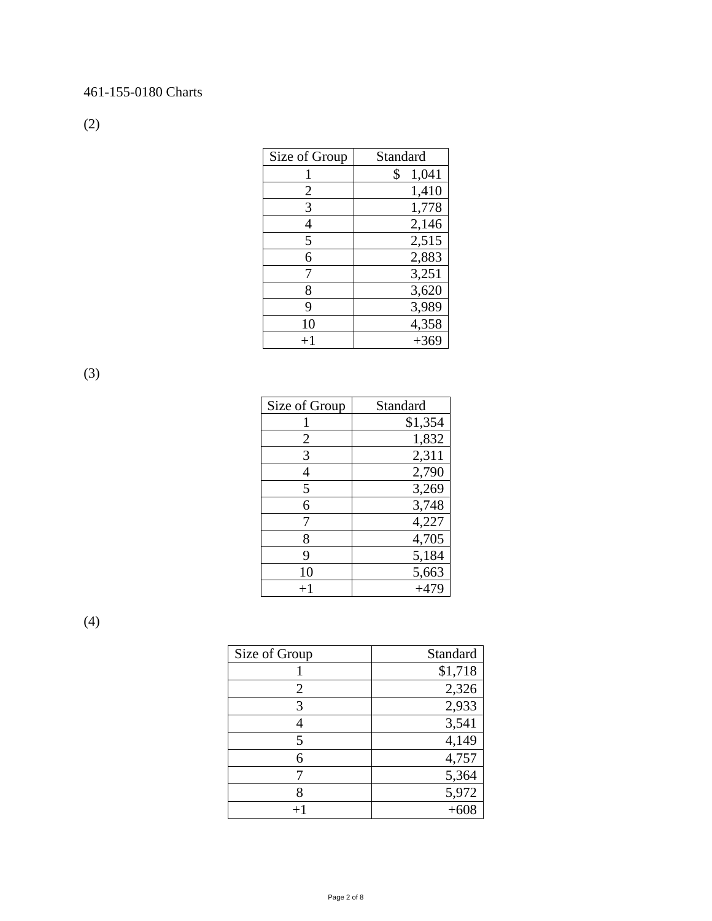461-155-0180 Charts

(2)

| Size of Group | Standard |
|---|---|
| 1 | $ 1,041 |
| 2 | 1,410 |
| 3 | 1,778 |
| 4 | 2,146 |
| 5 | 2,515 |
| 6 | 2,883 |
| 7 | 3,251 |
| 8 | 3,620 |
| 9 | 3,989 |
| 10 | 4,358 |
| +1 | +369 |

(3)

| Size of Group | Standard |
|---|---|
| 1 | $1,354 |
| 2 | 1,832 |
| 3 | 2,311 |
| 4 | 2,790 |
| 5 | 3,269 |
| 6 | 3,748 |
| 7 | 4,227 |
| 8 | 4,705 |
| 9 | 5,184 |
| 10 | 5,663 |
| +1 | +479 |

(4)

| Size of Group | Standard |
|---|---|
| 1 | $1,718 |
| 2 | 2,326 |
| 3 | 2,933 |
| 4 | 3,541 |
| 5 | 4,149 |
| 6 | 4,757 |
| 7 | 5,364 |
| 8 | 5,972 |
| +1 | +608 |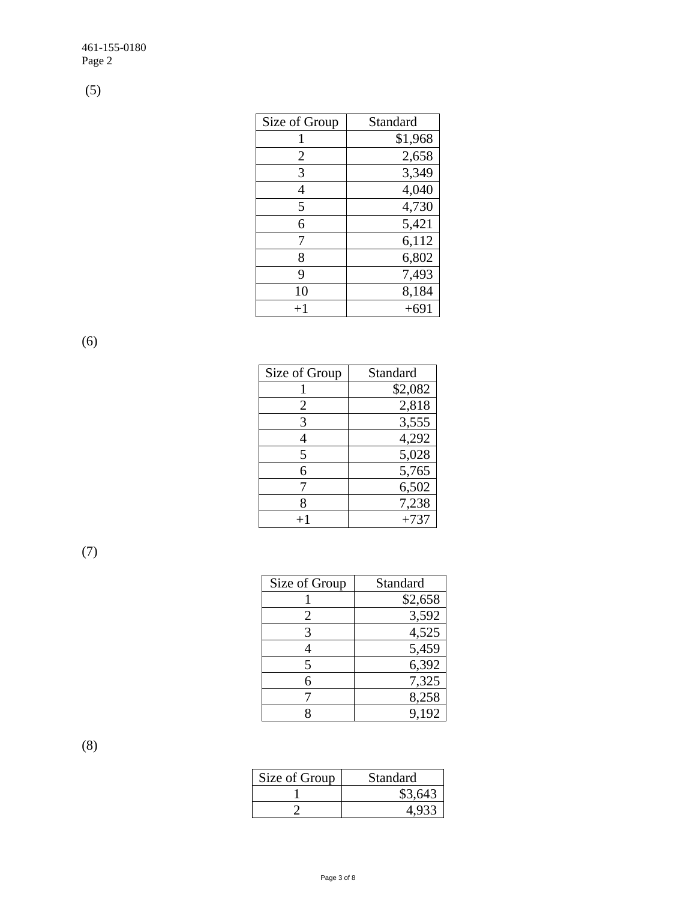(5)

| Size of Group | Standard |
|---|---|
| 1 | $1,968 |
| 2 | 2,658 |
| 3 | 3,349 |
| 4 | 4,040 |
| 5 | 4,730 |
| 6 | 5,421 |
| 7 | 6,112 |
| 8 | 6,802 |
| 9 | 7,493 |
| 10 | 8,184 |
| +1 | +691 |

(6)

| Size of Group | Standard |
|---|---|
| 1 | $2,082 |
| 2 | 2,818 |
| 3 | 3,555 |
| 4 | 4,292 |
| 5 | 5,028 |
| 6 | 5,765 |
| 7 | 6,502 |
| 8 | 7,238 |
| +1 | +737 |

(7)

| Size of Group | Standard |
|---|---|
| 1 | $2,658 |
| 2 | 3,592 |
| 3 | 4,525 |
| 4 | 5,459 |
| 5 | 6,392 |
| 6 | 7,325 |
| 7 | 8,258 |
| 8 | 9,192 |

(8)

| Size of Group | Standard |
|---|---|
| 1 | $3,643 |
| 2 | 4,933 |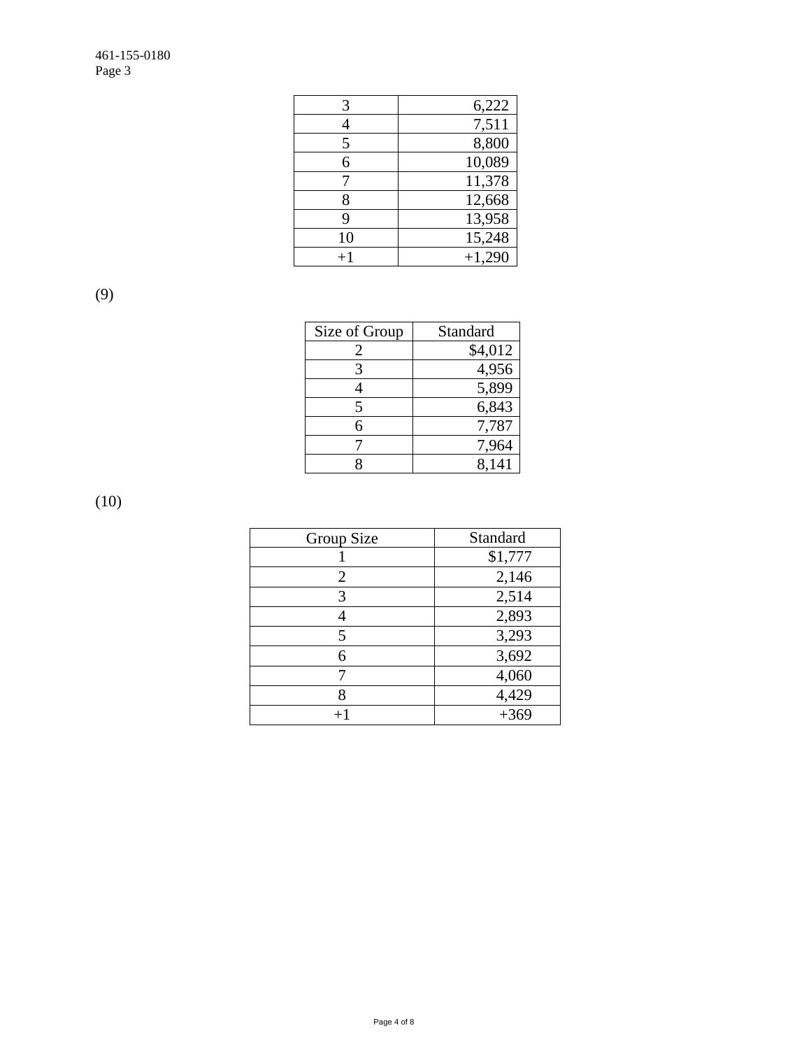| | |
|---|---|
| 3 | 6,222 |
| 4 | 7,511 |
| 5 | 8,800 |
| 6 | 10,089 |
| 7 | 11,378 |
| 8 | 12,668 |
| 9 | 13,958 |
| 10 | 15,248 |
| +1 | +1,290 |

(9)

| Size of Group | Standard |
|---|---|
| 2 | $4,012 |
| 3 | 4,956 |
| 4 | 5,899 |
| 5 | 6,843 |
| 6 | 7,787 |
| 7 | 7,964 |
| 8 | 8,141 |

(10)

| Group Size | Standard |
|---|---|
| 1 | $1,777 |
| 2 | 2,146 |
| 3 | 2,514 |
| 4 | 2,893 |
| 5 | 3,293 |
| 6 | 3,692 |
| 7 | 4,060 |
| 8 | 4,429 |
| +1 | +369 |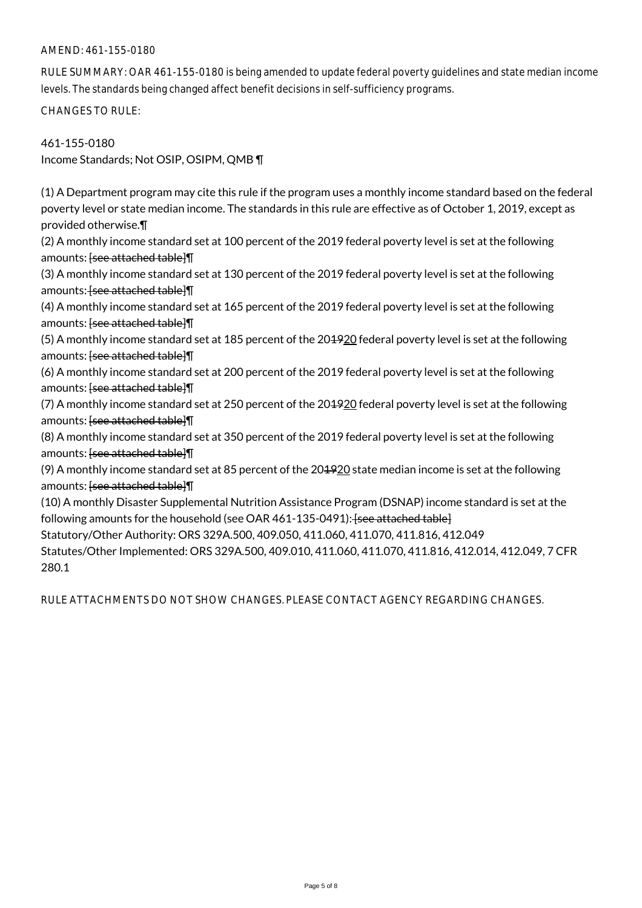AMEND: 461-155-0180

RULE SUMMARY: OAR 461-155-0180 is being amended to update federal poverty guidelines and state median income levels. The standards being changed affect benefit decisions in self-sufficiency programs.

CHANGES TO RULE:

461-155-0180
Income Standards; Not OSIP, OSIPM, QMB ¶

(1) A Department program may cite this rule if the program uses a monthly income standard based on the federal poverty level or state median income. The standards in this rule are effective as of October 1, 2019, except as provided otherwise.¶
(2) A monthly income standard set at 100 percent of the 2019 federal poverty level is set at the following amounts: ~~[see attached table]~~¶
(3) A monthly income standard set at 130 percent of the 2019 federal poverty level is set at the following amounts: ~~[see attached table]~~¶
(4) A monthly income standard set at 165 percent of the 2019 federal poverty level is set at the following amounts: ~~[see attached table]~~¶
(5) A monthly income standard set at 185 percent of the 20~~19~~20 federal poverty level is set at the following amounts: ~~[see attached table]~~¶
(6) A monthly income standard set at 200 percent of the 2019 federal poverty level is set at the following amounts: ~~[see attached table]~~¶
(7) A monthly income standard set at 250 percent of the 20~~19~~20 federal poverty level is set at the following amounts: ~~[see attached table]~~¶
(8) A monthly income standard set at 350 percent of the 2019 federal poverty level is set at the following amounts: ~~[see attached table]~~¶
(9) A monthly income standard set at 85 percent of the 20~~19~~20 state median income is set at the following amounts: ~~[see attached table]~~¶
(10) A monthly Disaster Supplemental Nutrition Assistance Program (DSNAP) income standard is set at the following amounts for the household (see OAR 461-135-0491): ~~[see attached table]~~
Statutory/Other Authority: ORS 329A.500, 409.050, 411.060, 411.070, 411.816, 412.049
Statutes/Other Implemented: ORS 329A.500, 409.010, 411.060, 411.070, 411.816, 412.014, 412.049, 7 CFR 280.1

RULE ATTACHMENTS DO NOT SHOW CHANGES. PLEASE CONTACT AGENCY REGARDING CHANGES.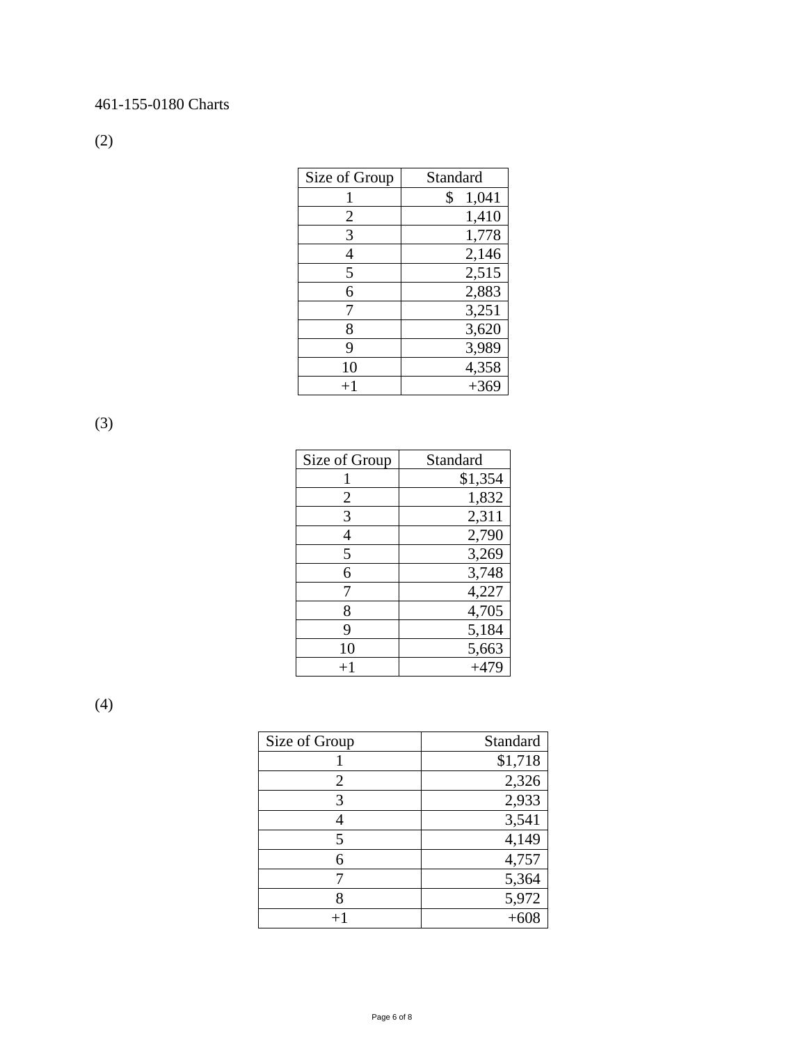461-155-0180 Charts

(2)

| Size of Group | Standard |
|---|---|
| 1 | $ 1,041 |
| 2 | 1,410 |
| 3 | 1,778 |
| 4 | 2,146 |
| 5 | 2,515 |
| 6 | 2,883 |
| 7 | 3,251 |
| 8 | 3,620 |
| 9 | 3,989 |
| 10 | 4,358 |
| +1 | +369 |

(3)

| Size of Group | Standard |
|---|---|
| 1 | $1,354 |
| 2 | 1,832 |
| 3 | 2,311 |
| 4 | 2,790 |
| 5 | 3,269 |
| 6 | 3,748 |
| 7 | 4,227 |
| 8 | 4,705 |
| 9 | 5,184 |
| 10 | 5,663 |
| +1 | +479 |

(4)

| Size of Group | Standard |
|---|---|
| 1 | $1,718 |
| 2 | 2,326 |
| 3 | 2,933 |
| 4 | 3,541 |
| 5 | 4,149 |
| 6 | 4,757 |
| 7 | 5,364 |
| 8 | 5,972 |
| +1 | +608 |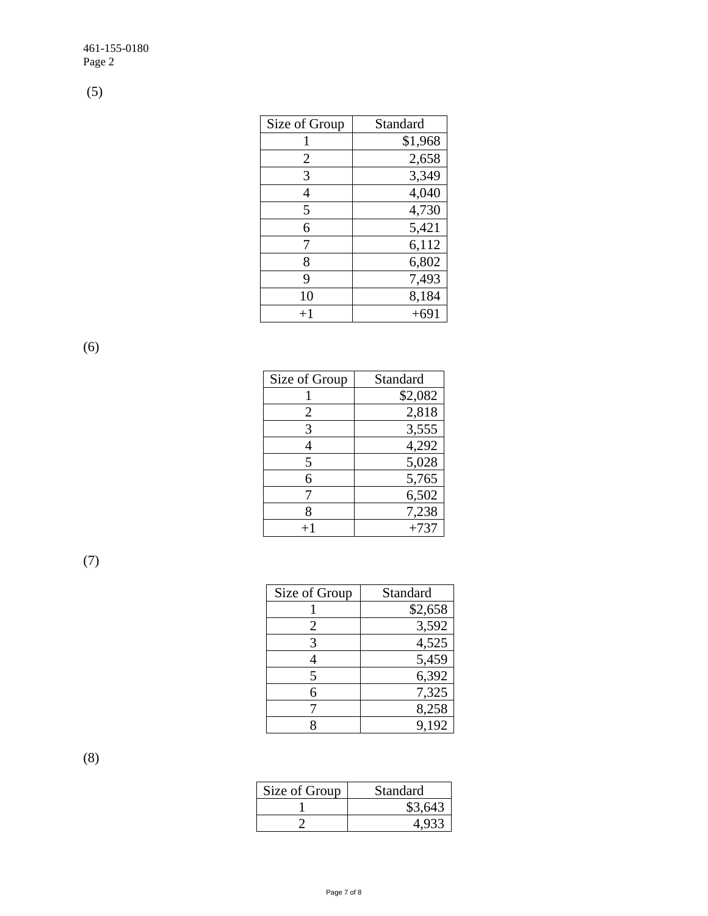(5)

| Size of Group | Standard |
| --- | --- |
| 1 | $1,968 |
| 2 | 2,658 |
| 3 | 3,349 |
| 4 | 4,040 |
| 5 | 4,730 |
| 6 | 5,421 |
| 7 | 6,112 |
| 8 | 6,802 |
| 9 | 7,493 |
| 10 | 8,184 |
| +1 | +691 |

(6)

| Size of Group | Standard |
| --- | --- |
| 1 | $2,082 |
| 2 | 2,818 |
| 3 | 3,555 |
| 4 | 4,292 |
| 5 | 5,028 |
| 6 | 5,765 |
| 7 | 6,502 |
| 8 | 7,238 |
| +1 | +737 |

(7)

| Size of Group | Standard |
| --- | --- |
| 1 | $2,658 |
| 2 | 3,592 |
| 3 | 4,525 |
| 4 | 5,459 |
| 5 | 6,392 |
| 6 | 7,325 |
| 7 | 8,258 |
| 8 | 9,192 |

(8)

| Size of Group | Standard |
| --- | --- |
| 1 | $3,643 |
| 2 | 4,933 |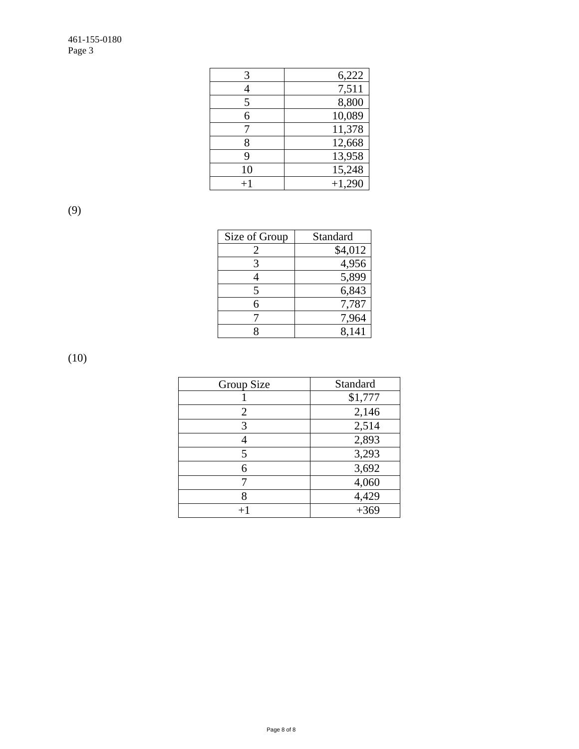| | |
|---|---|
| 3 | 6,222 |
| 4 | 7,511 |
| 5 | 8,800 |
| 6 | 10,089 |
| 7 | 11,378 |
| 8 | 12,668 |
| 9 | 13,958 |
| 10 | 15,248 |
| +1 | +1,290 |

(9)

| Size of Group | Standard |
|---|---|
| 2 | $4,012 |
| 3 | 4,956 |
| 4 | 5,899 |
| 5 | 6,843 |
| 6 | 7,787 |
| 7 | 7,964 |
| 8 | 8,141 |

(10)

| Group Size | Standard |
|---|---|
| 1 | $1,777 |
| 2 | 2,146 |
| 3 | 2,514 |
| 4 | 2,893 |
| 5 | 3,293 |
| 6 | 3,692 |
| 7 | 4,060 |
| 8 | 4,429 |
| +1 | +369 |